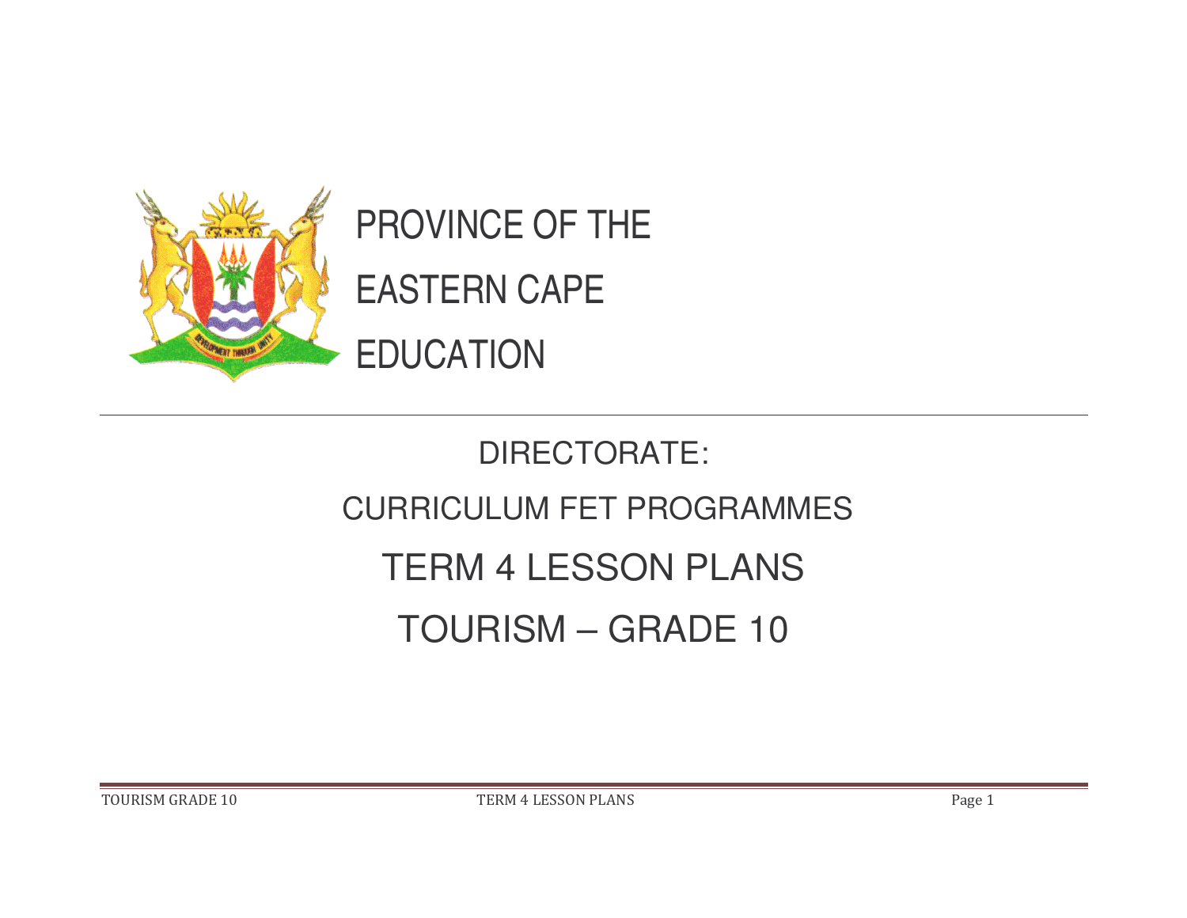# PROVINCE OF THE EASTERN CAPE EDUCATION

## DIRECTORATE:

## CURRICULUM FET PROGRAMMES

## TERM 4 LESSON PLANS

## TOURISM – GRADE 10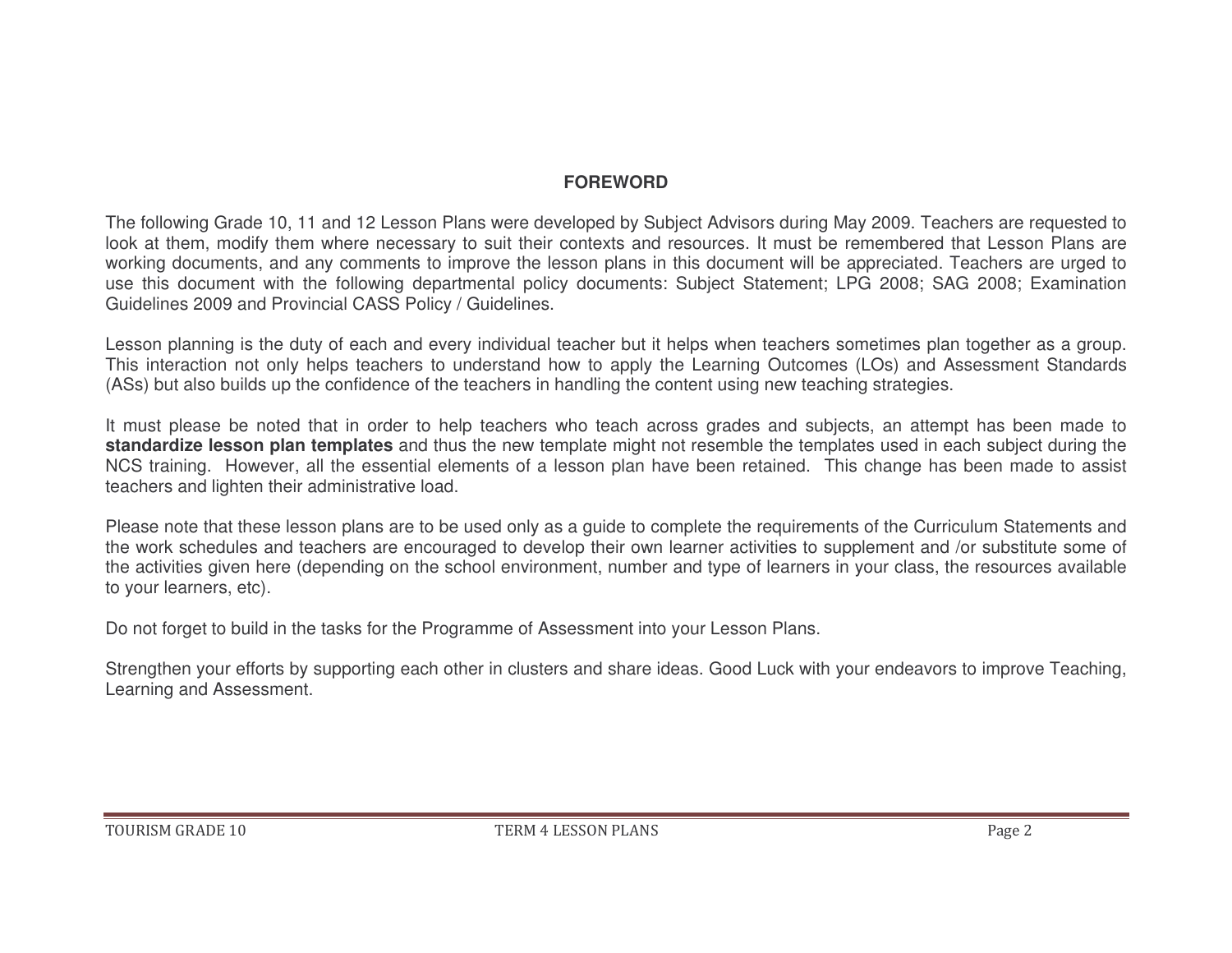## FOREWORD

The following Grade 10, 11 and 12 Lesson Plans were developed by Subject Advisors during May 2009. Teachers are requested to look at them, modify them where necessary to suit their contexts and resources. It must be remembered that Lesson Plans are working documents, and any comments to improve the lesson plans in this document will be appreciated. Teachers are urged to use this document with the following departmental policy documents: Subject Statement; LPG 2008; SAG 2008; Examination Guidelines 2009 and Provincial CASS Policy / Guidelines.

Lesson planning is the duty of each and every individual teacher but it helps when teachers sometimes plan together as a group. This interaction not only helps teachers to understand how to apply the Learning Outcomes (LOs) and Assessment Standards (ASs) but also builds up the confidence of the teachers in handling the content using new teaching strategies.

It must please be noted that in order to help teachers who teach across grades and subjects, an attempt has been made to **standardize lesson plan templates** and thus the new template might not resemble the templates used in each subject during the NCS training. However, all the essential elements of a lesson plan have been retained. This change has been made to assist teachers and lighten their administrative load.

Please note that these lesson plans are to be used only as a guide to complete the requirements of the Curriculum Statements and the work schedules and teachers are encouraged to develop their own learner activities to supplement and /or substitute some of the activities given here (depending on the school environment, number and type of learners in your class, the resources available to your learners, etc).

Do not forget to build in the tasks for the Programme of Assessment into your Lesson Plans.

Strengthen your efforts by supporting each other in clusters and share ideas. Good Luck with your endeavors to improve Teaching, Learning and Assessment.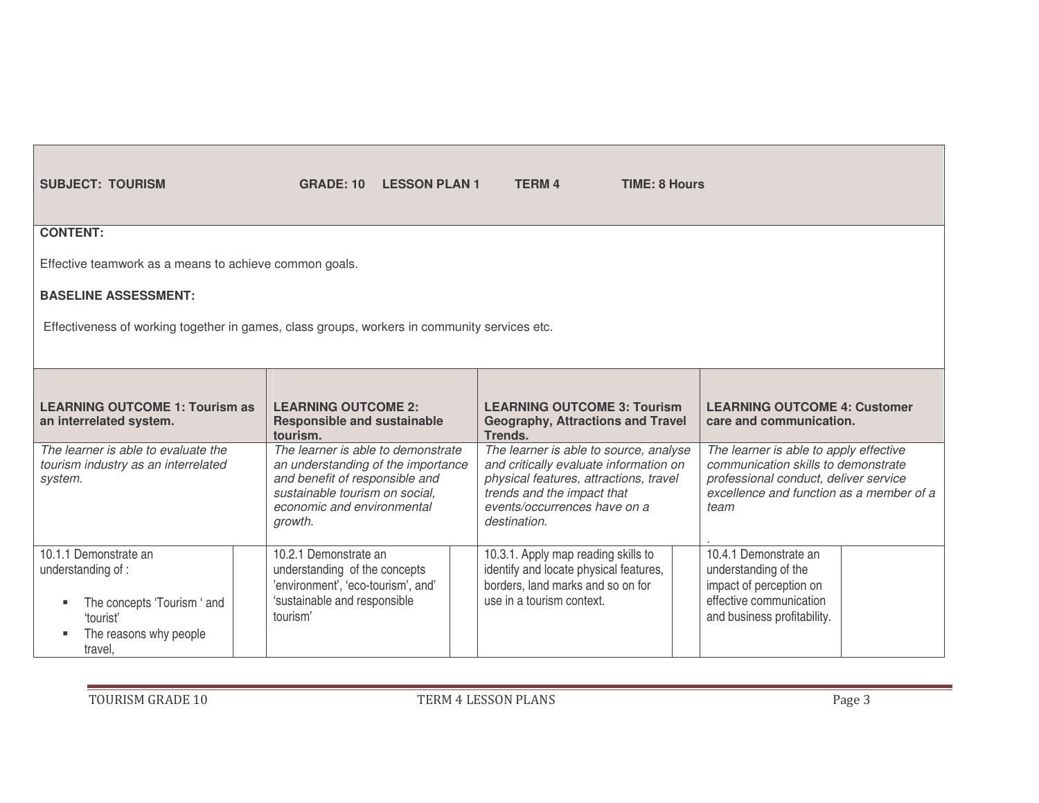**SUBJECT: TOURISM GRADE: 10 LESSON PLAN 1 TERM 4 TIME: 8 Hours**

**CONTENT:**

Effective teamwork as a means to achieve common goals.

**BASELINE ASSESSMENT:**

Effectiveness of working together in games, class groups, workers in community services etc.

| **LEARNING OUTCOME 1: Tourism as an interrelated system.** | | **LEARNING OUTCOME 2: Responsible and sustainable tourism.** | | **LEARNING OUTCOME 3: Tourism Geography, Attractions and Travel Trends.** | | **LEARNING OUTCOME 4: Customer care and communication.** | |
|---|---|---|---|---|---|---|---|
| *The learner is able to evaluate the tourism industry as an interrelated system.* | | *The learner is able to demonstrate an understanding of the importance and benefit of responsible and sustainable tourism on social, economic and environmental growth.* | | *The learner is able to source, analyse and critically evaluate information on physical features, attractions, travel trends and the impact that events/occurrences have on a destination.* | | *The learner is able to apply effective communication skills to demonstrate professional conduct, deliver service excellence and function as a member of a team* . | |
| 10.1.1 Demonstrate an understanding of :<br>▪ The concepts 'Tourism ' and 'tourist'<br>▪ The reasons why people travel, | | 10.2.1 Demonstrate an understanding of the concepts 'environment', 'eco-tourism', and' 'sustainable and responsible tourism' | | 10.3.1. Apply map reading skills to identify and locate physical features, borders, land marks and so on for use in a tourism context. | | 10.4.1 Demonstrate an understanding of the impact of perception on effective communication and business profitability. | |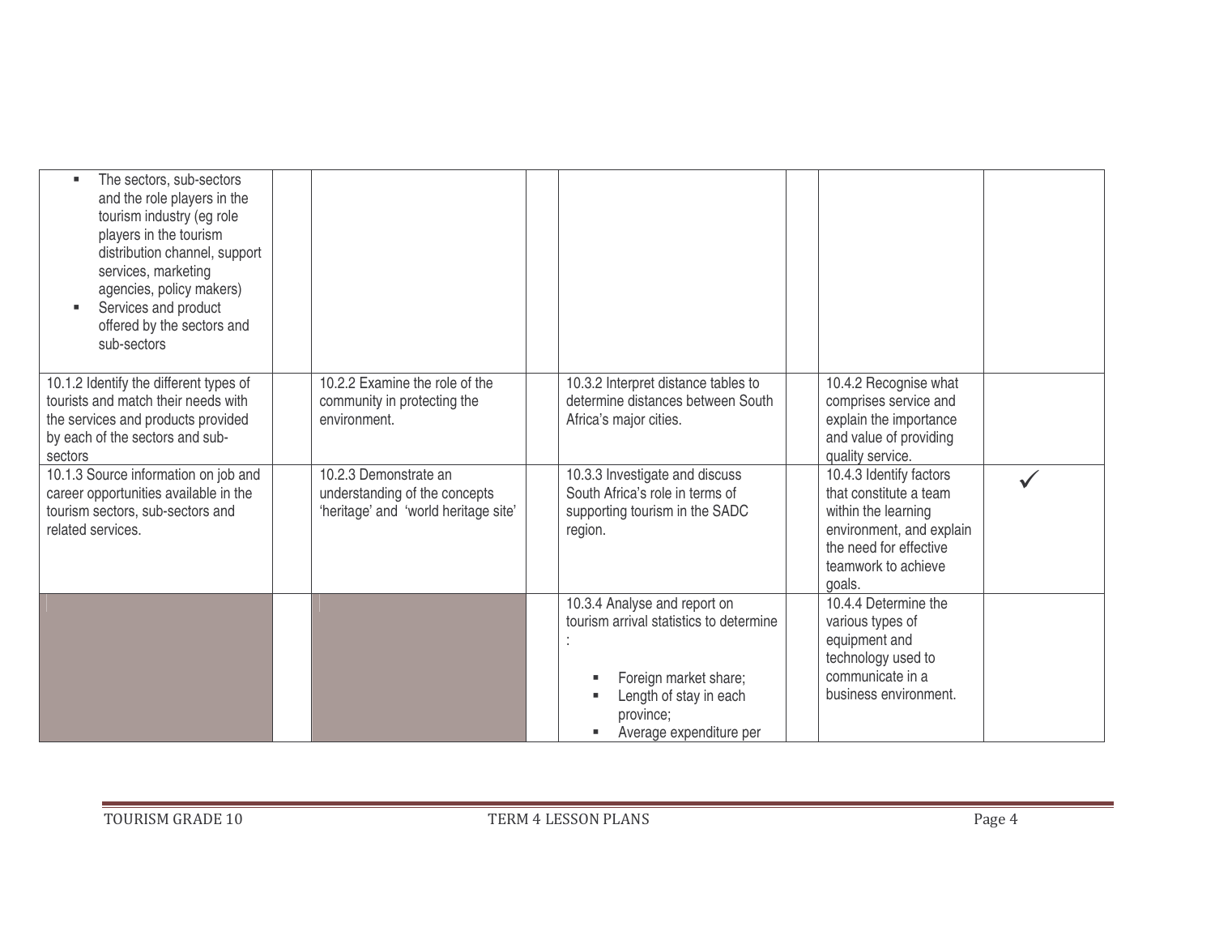| | | | | | | | |
|---|---|---|---|---|---|---|---|
| ▪ The sectors, sub-sectors and the role players in the tourism industry (eg role players in the tourism distribution channel, support services, marketing agencies, policy makers)<br>▪ Services and product offered by the sectors and sub-sectors | | | | | | | |
| 10.1.2 Identify the different types of tourists and match their needs with the services and products provided by each of the sectors and sub-sectors | | 10.2.2 Examine the role of the community in protecting the environment. | | 10.3.2 Interpret distance tables to determine distances between South Africa's major cities. | | 10.4.2 Recognise what comprises service and explain the importance and value of providing quality service. | |
| 10.1.3 Source information on job and career opportunities available in the tourism sectors, sub-sectors and related services. | | 10.2.3 Demonstrate an understanding of the concepts 'heritage' and 'world heritage site' | | 10.3.3 Investigate and discuss South Africa's role in terms of supporting tourism in the SADC region. | | 10.4.3 Identify factors that constitute a team within the learning environment, and explain the need for effective teamwork to achieve goals. | ✓ |
| | | | | 10.3.4 Analyse and report on tourism arrival statistics to determine :<br>▪ Foreign market share;<br>▪ Length of stay in each province;<br>▪ Average expenditure per | | 10.4.4 Determine the various types of equipment and technology used to communicate in a business environment. | |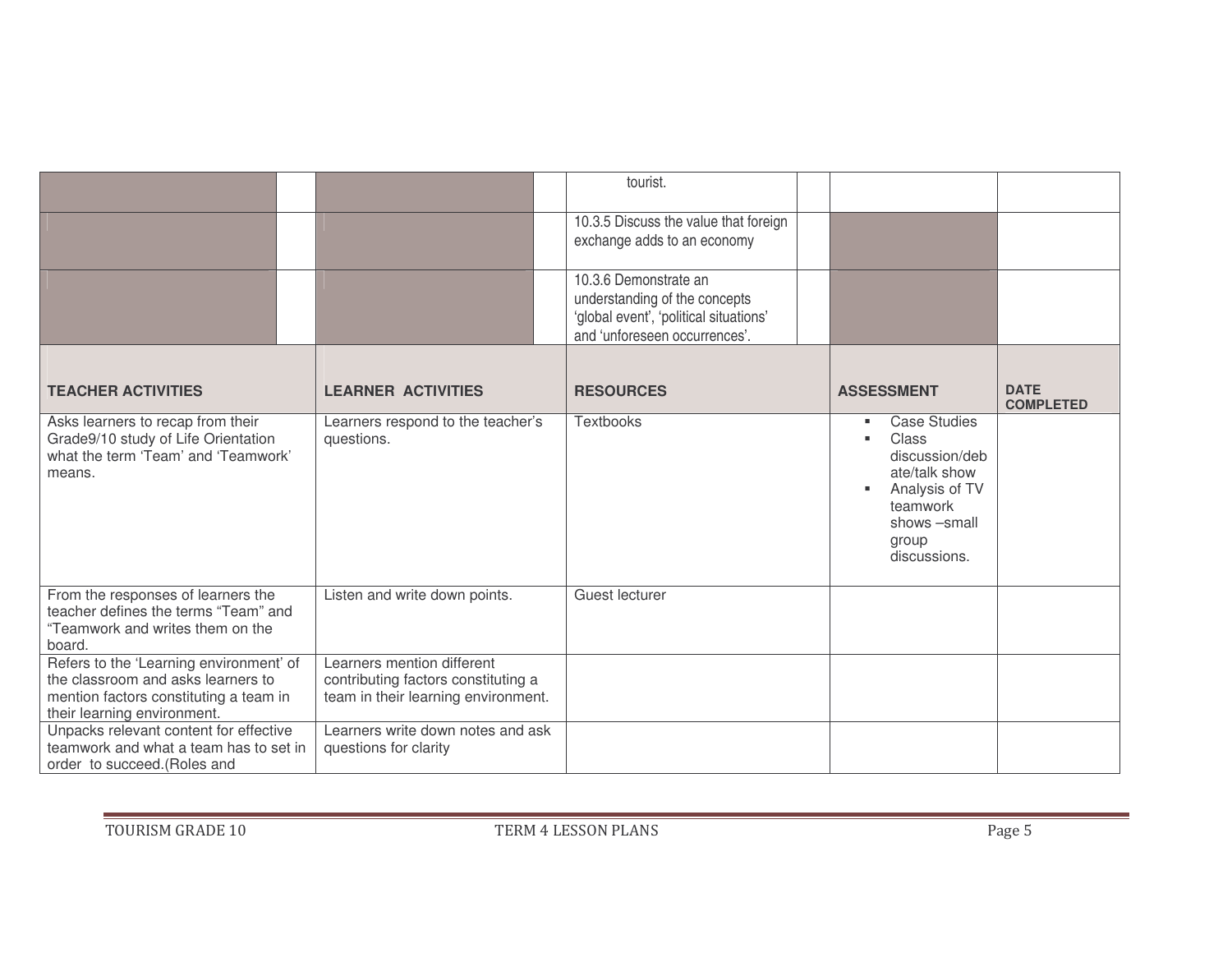| | | | | |
|---|---|---|---|---|
| | | tourist. | | |
| | | 10.3.5 Discuss the value that foreign exchange adds to an economy | | |
| | | 10.3.6 Demonstrate an understanding of the concepts 'global event', 'political situations' and 'unforeseen occurrences'. | | |
| **TEACHER ACTIVITIES** | **LEARNER ACTIVITIES** | **RESOURCES** | **ASSESSMENT** | **DATE COMPLETED** |
| Asks learners to recap from their Grade9/10 study of Life Orientation what the term 'Team' and 'Teamwork' means. | Learners respond to the teacher's questions. | Textbooks | ▪ Case Studies<br>▪ Class discussion/debate/talk show<br>▪ Analysis of TV teamwork shows –small group discussions. | |
| From the responses of learners the teacher defines the terms "Team" and "Teamwork and writes them on the board. | Listen and write down points. | Guest lecturer | | |
| Refers to the 'Learning environment' of the classroom and asks learners to mention factors constituting a team in their learning environment. | Learners mention different contributing factors constituting a team in their learning environment. | | | |
| Unpacks relevant content for effective teamwork and what a team has to set in order to succeed.(Roles and | Learners write down notes and ask questions for clarity | | | |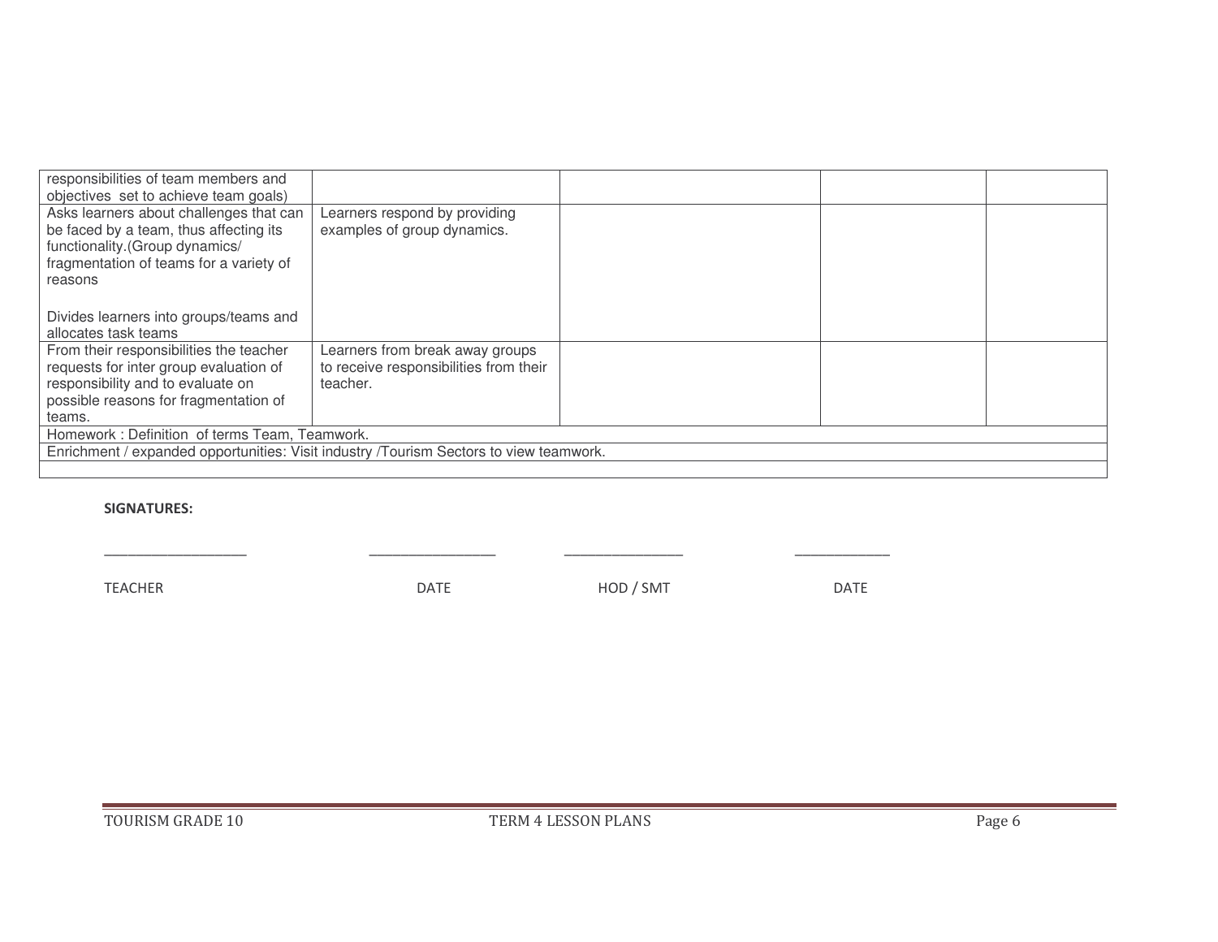| | | | | |
|---|---|---|---|---|
| responsibilities of team members and objectives set to achieve team goals) | | | | |
| Asks learners about challenges that can be faced by a team, thus affecting its functionality.(Group dynamics/ fragmentation of teams for a variety of reasons<br><br>Divides learners into groups/teams and allocates task teams | Learners respond by providing examples of group dynamics. | | | |
| From their responsibilities the teacher requests for inter group evaluation of responsibility and to evaluate on possible reasons for fragmentation of teams. | Learners from break away groups to receive responsibilities from their teacher. | | | |
| Homework : Definition of terms Team, Teamwork. | | | | |
| Enrichment / expanded opportunities: Visit industry /Tourism Sectors to view teamwork. | | | | |
| | | | | |

**SIGNATURES:**

___________________ ___________________ ___________________ ___________________

TEACHER DATE HOD / SMT DATE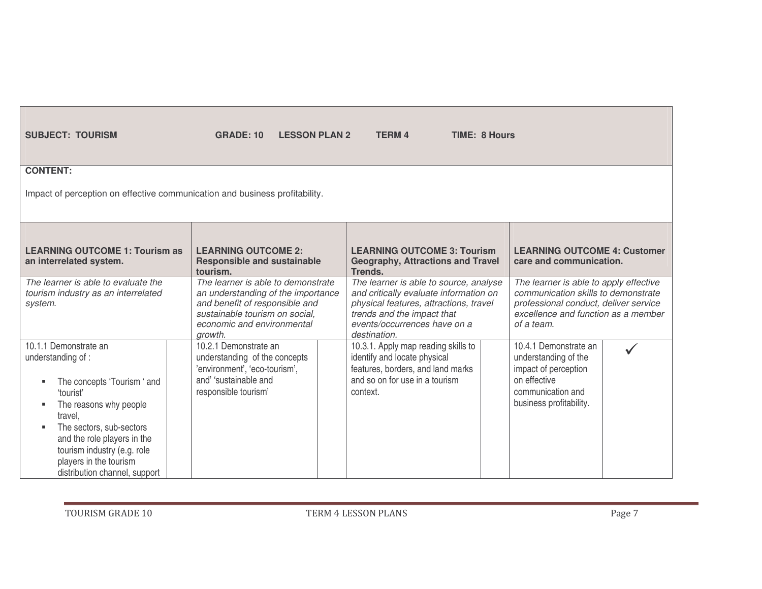| SUBJECT: TOURISM | GRADE: 10 LESSON PLAN 2 TERM 4 TIME: 8 Hours | | | | | | |
|---|---|---|---|---|---|---|---|
| **CONTENT:** Impact of perception on effective communication and business profitability. | | | | | | | |
| **LEARNING OUTCOME 1: Tourism as an interrelated system.** | | **LEARNING OUTCOME 2: Responsible and sustainable tourism.** | | **LEARNING OUTCOME 3: Tourism Geography, Attractions and Travel Trends.** | | **LEARNING OUTCOME 4: Customer care and communication.** | |
| *The learner is able to evaluate the tourism industry as an interrelated system.* | | *The learner is able to demonstrate an understanding of the importance and benefit of responsible and sustainable tourism on social, economic and environmental growth.* | | *The learner is able to source, analyse and critically evaluate information on physical features, attractions, travel trends and the impact that events/occurrences have on a destination.* | | *The learner is able to apply effective communication skills to demonstrate professional conduct, deliver service excellence and function as a member of a team.* | |
| 10.1.1 Demonstrate an understanding of :<br>▪ The concepts 'Tourism ' and 'tourist'<br>▪ The reasons why people travel,<br>▪ The sectors, sub-sectors and the role players in the tourism industry (e.g. role players in the tourism distribution channel, support | | 10.2.1 Demonstrate an understanding of the concepts 'environment', 'eco-tourism', and' 'sustainable and responsible tourism' | | 10.3.1. Apply map reading skills to identify and locate physical features, borders, and land marks and so on for use in a tourism context. | | 10.4.1 Demonstrate an understanding of the impact of perception on effective communication and business profitability. | ✓ |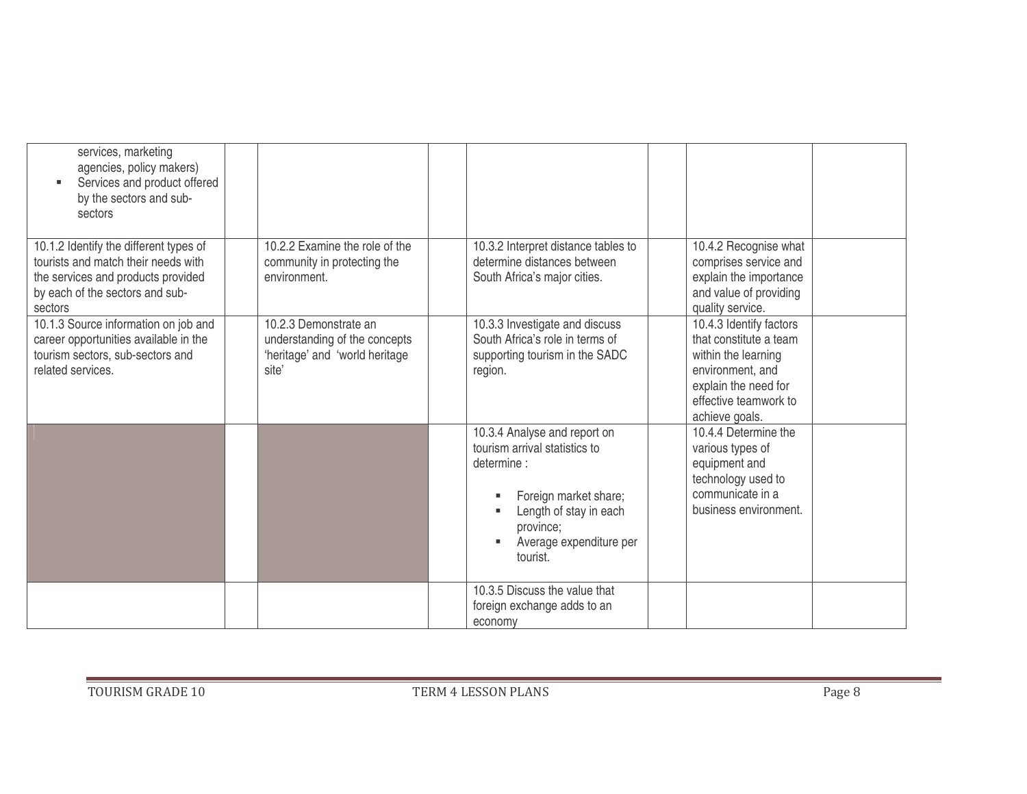| | | | | | | | |
|---|---|---|---|---|---|---|---|
| services, marketing agencies, policy makers)<br>▪ Services and product offered by the sectors and sub-sectors | | | | | | | |
| 10.1.2 Identify the different types of tourists and match their needs with the services and products provided by each of the sectors and sub-sectors | | 10.2.2 Examine the role of the community in protecting the environment. | | 10.3.2 Interpret distance tables to determine distances between South Africa's major cities. | | 10.4.2 Recognise what comprises service and explain the importance and value of providing quality service. | |
| 10.1.3 Source information on job and career opportunities available in the tourism sectors, sub-sectors and related services. | | 10.2.3 Demonstrate an understanding of the concepts 'heritage' and 'world heritage site' | | 10.3.3 Investigate and discuss South Africa's role in terms of supporting tourism in the SADC region. | | 10.4.3 Identify factors that constitute a team within the learning environment, and explain the need for effective teamwork to achieve goals. | |
| | | | | 10.3.4 Analyse and report on tourism arrival statistics to determine :<br>▪ Foreign market share;<br>▪ Length of stay in each province;<br>▪ Average expenditure per tourist. | | 10.4.4 Determine the various types of equipment and technology used to communicate in a business environment. | |
| | | | | 10.3.5 Discuss the value that foreign exchange adds to an economy | | | |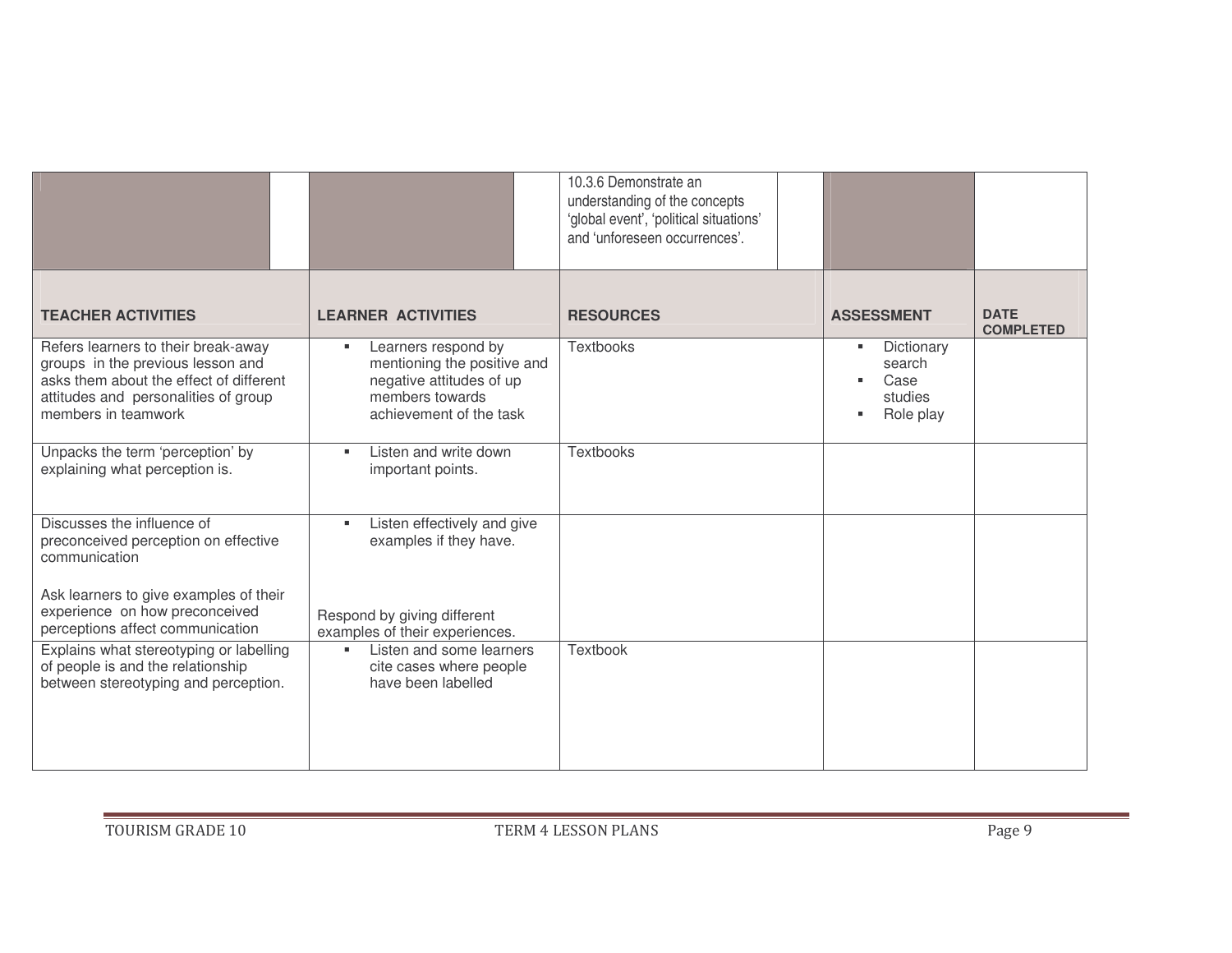| | | | | |
|---|---|---|---|---|
| | | 10.3.6 Demonstrate an understanding of the concepts 'global event', 'political situations' and 'unforeseen occurrences'. | | |
| **TEACHER ACTIVITIES** | **LEARNER ACTIVITIES** | **RESOURCES** | **ASSESSMENT** | **DATE COMPLETED** |
| Refers learners to their break-away groups in the previous lesson and asks them about the effect of different attitudes and personalities of group members in teamwork | ▪ Learners respond by mentioning the positive and negative attitudes of up members towards achievement of the task | Textbooks | ▪ Dictionary search<br>▪ Case studies<br>▪ Role play | |
| Unpacks the term 'perception' by explaining what perception is. | ▪ Listen and write down important points. | Textbooks | | |
| Discusses the influence of preconceived perception on effective communication<br><br>Ask learners to give examples of their experience on how preconceived perceptions affect communication | ▪ Listen effectively and give examples if they have.<br><br>Respond by giving different examples of their experiences. | | | |
| Explains what stereotyping or labelling of people is and the relationship between stereotyping and perception. | ▪ Listen and some learners cite cases where people have been labelled | Textbook | | |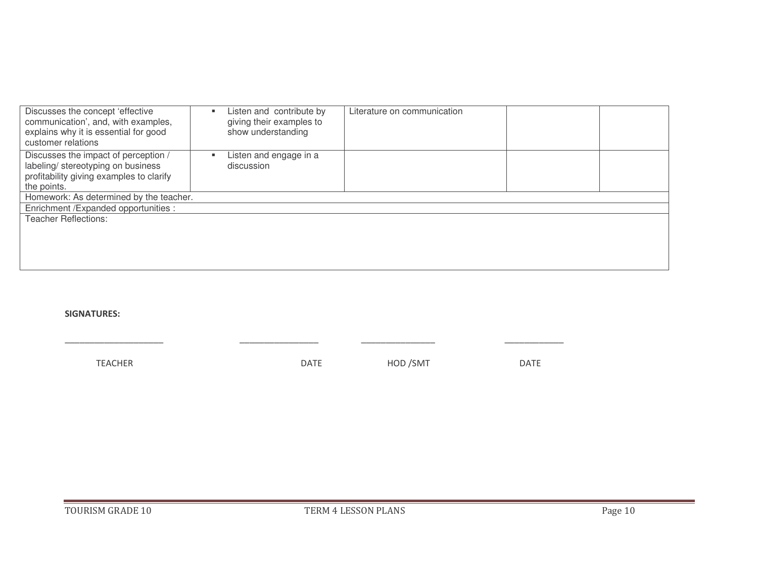| | | | | |
|---|---|---|---|---|
| Discusses the concept 'effective communication', and, with examples, explains why it is essential for good customer relations | ▪ Listen and contribute by giving their examples to show understanding | Literature on communication | | |
| Discusses the impact of perception / labeling/ stereotyping on business profitability giving examples to clarify the points. | ▪ Listen and engage in a discussion | | | |
| Homework: As determined by the teacher. | | | | |
| Enrichment /Expanded opportunities : | | | | |
| Teacher Reflections: | | | | |

**SIGNATURES:**

\_\_\_\_\_\_\_\_\_\_\_\_\_\_\_\_\_\_\_\_ \_\_\_\_\_\_\_\_\_\_\_\_\_\_\_\_ \_\_\_\_\_\_\_\_\_\_\_\_\_\_\_ \_\_\_\_\_\_\_\_\_\_\_\_

TEACHER DATE HOD /SMT DATE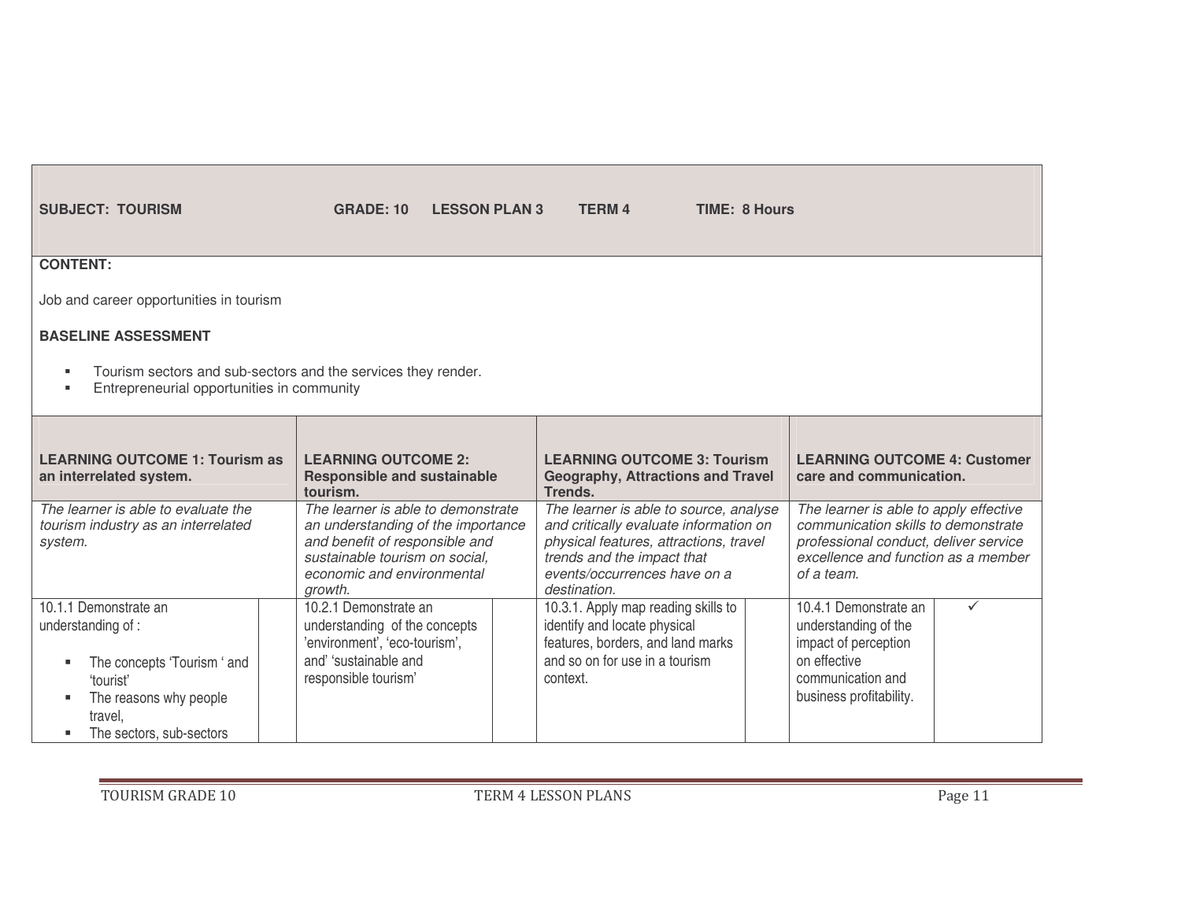**SUBJECT: TOURISM** **GRADE: 10** **LESSON PLAN 3** **TERM 4** **TIME: 8 Hours**

**CONTENT:**

Job and career opportunities in tourism

**BASELINE ASSESSMENT**

- Tourism sectors and sub-sectors and the services they render.
- Entrepreneurial opportunities in community

| **LEARNING OUTCOME 1: Tourism as an interrelated system.** | | **LEARNING OUTCOME 2: Responsible and sustainable tourism.** | | **LEARNING OUTCOME 3: Tourism Geography, Attractions and Travel Trends.** | | **LEARNING OUTCOME 4: Customer care and communication.** | |
|---|---|---|---|---|---|---|---|
| *The learner is able to evaluate the tourism industry as an interrelated system.* | | *The learner is able to demonstrate an understanding of the importance and benefit of responsible and sustainable tourism on social, economic and environmental growth.* | | *The learner is able to source, analyse and critically evaluate information on physical features, attractions, travel trends and the impact that events/occurrences have on a destination.* | | *The learner is able to apply effective communication skills to demonstrate professional conduct, deliver service excellence and function as a member of a team.* | |
| 10.1.1 Demonstrate an understanding of :<br>▪ The concepts 'Tourism ' and 'tourist'<br>▪ The reasons why people travel,<br>▪ The sectors, sub-sectors | | 10.2.1 Demonstrate an understanding of the concepts 'environment', 'eco-tourism', and' 'sustainable and responsible tourism' | | 10.3.1. Apply map reading skills to identify and locate physical features, borders, and land marks and so on for use in a tourism context. | | 10.4.1 Demonstrate an understanding of the impact of perception on effective communication and business profitability. | ✓ |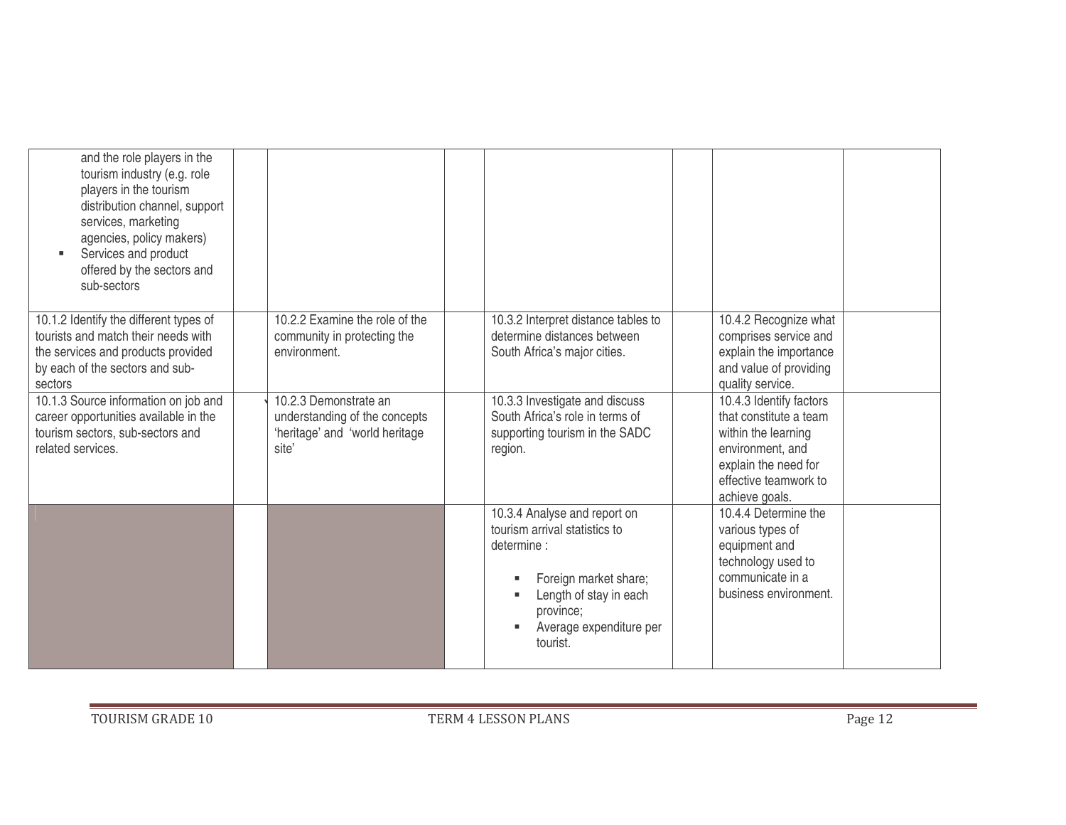| | | | | | | | |
|---|---|---|---|---|---|---|---|
| and the role players in the tourism industry (e.g. role players in the tourism distribution channel, support services, marketing agencies, policy makers)<br>▪ Services and product offered by the sectors and sub-sectors | | | | | | | |
| 10.1.2 Identify the different types of tourists and match their needs with the services and products provided by each of the sectors and sub-sectors | | 10.2.2 Examine the role of the community in protecting the environment. | | 10.3.2 Interpret distance tables to determine distances between South Africa's major cities. | | 10.4.2 Recognize what comprises service and explain the importance and value of providing quality service. | |
| 10.1.3 Source information on job and career opportunities available in the tourism sectors, sub-sectors and related services. | | 10.2.3 Demonstrate an understanding of the concepts 'heritage' and 'world heritage site' | | 10.3.3 Investigate and discuss South Africa's role in terms of supporting tourism in the SADC region. | | 10.4.3 Identify factors that constitute a team within the learning environment, and explain the need for effective teamwork to achieve goals. | |
| | | | | 10.3.4 Analyse and report on tourism arrival statistics to determine :<br>▪ Foreign market share;<br>▪ Length of stay in each province;<br>▪ Average expenditure per tourist. | | 10.4.4 Determine the various types of equipment and technology used to communicate in a business environment. | |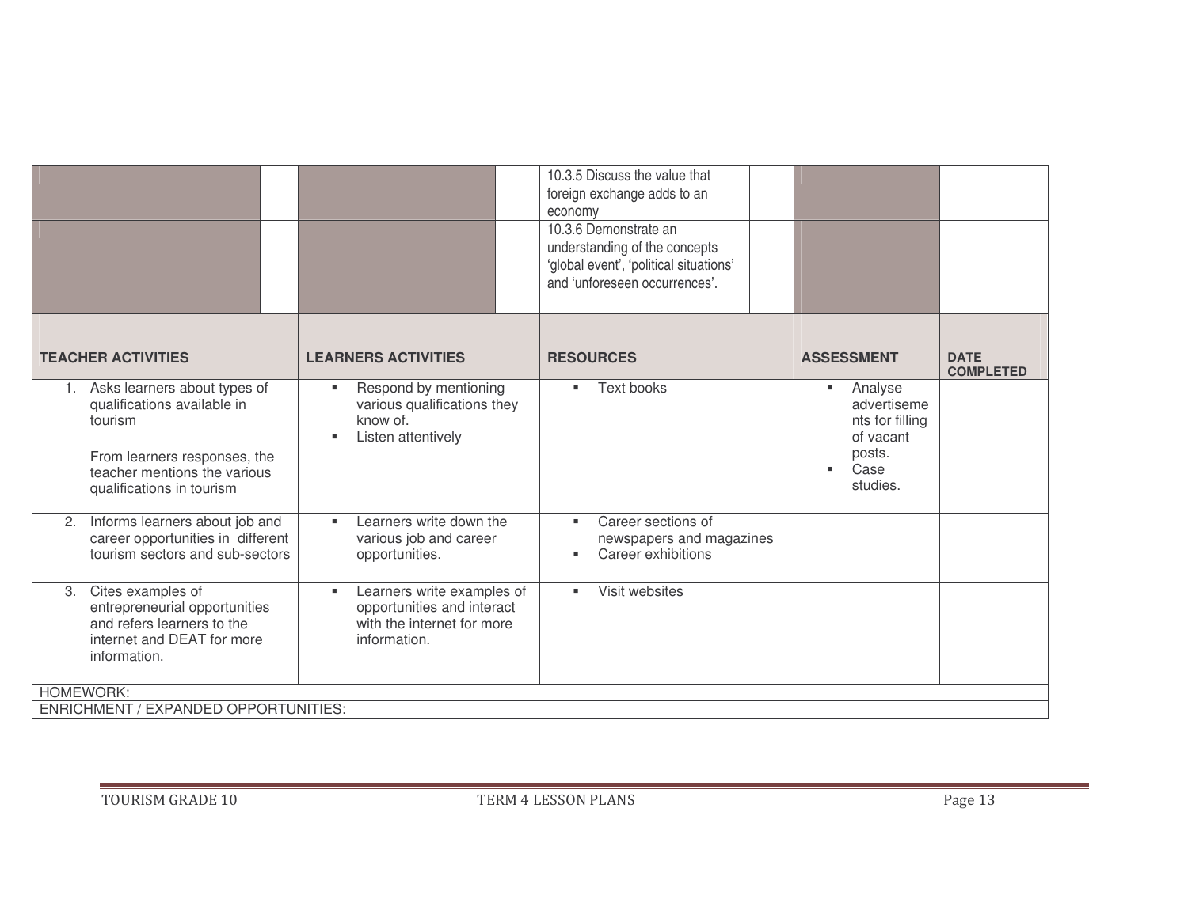| | | | | | | |
|---|---|---|---|---|---|---|
| | | | | 10.3.5 Discuss the value that foreign exchange adds to an economy | | |
| | | | | 10.3.6 Demonstrate an understanding of the concepts 'global event', 'political situations' and 'unforeseen occurrences'. | | |

| TEACHER ACTIVITIES | LEARNERS ACTIVITIES | RESOURCES | ASSESSMENT | DATE COMPLETED |
|---|---|---|---|---|
| 1. Asks learners about types of qualifications available in tourism<br><br>From learners responses, the teacher mentions the various qualifications in tourism | ▪ Respond by mentioning various qualifications they know of.<br>▪ Listen attentively | ▪ Text books | ▪ Analyse advertisements for filling of vacant posts.<br>▪ Case studies. | |
| 2. Informs learners about job and career opportunities in different tourism sectors and sub-sectors | ▪ Learners write down the various job and career opportunities. | ▪ Career sections of newspapers and magazines<br>▪ Career exhibitions | | |
| 3. Cites examples of entrepreneurial opportunities and refers learners to the internet and DEAT for more information. | ▪ Learners write examples of opportunities and interact with the internet for more information. | ▪ Visit websites | | |
| HOMEWORK: | | | | |
| ENRICHMENT / EXPANDED OPPORTUNITIES: | | | | |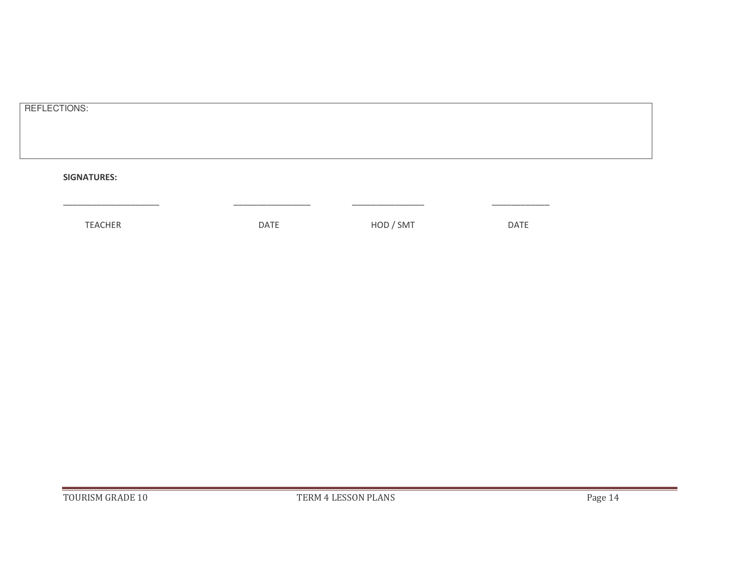| REFLECTIONS: |
| --- |
| |

**SIGNATURES:**

_____________________ _________________ ________________ _____________

TEACHER DATE HOD / SMT DATE